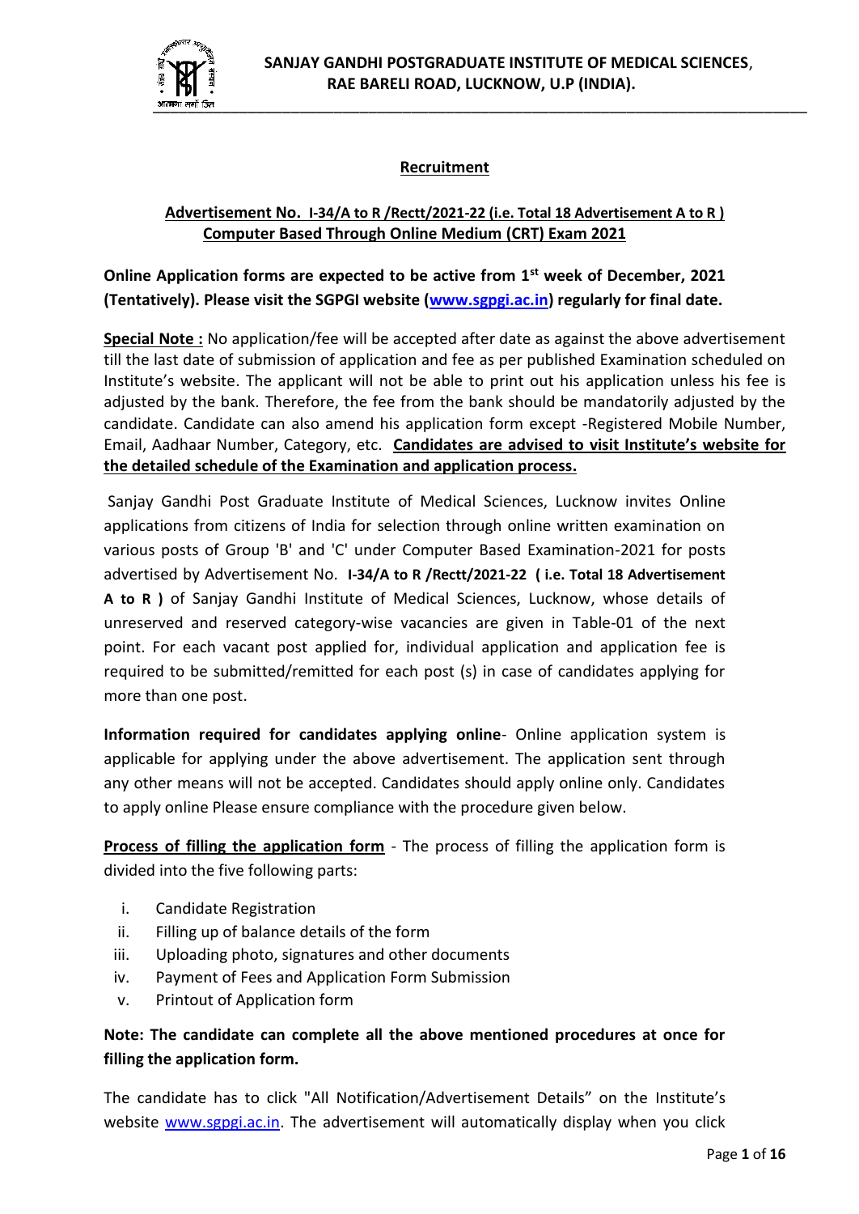# SANJAY GANDHI POSTGRADUATE INSTITUTE OF MEDICAL SCIENCES, RAE BARELI ROAD, LUCKNOW, U.P (INDIA).

## Recruitment

**Advertisement No. I-34/A to R /Rectt/2021-22 (i.e. Total 18 Advertisement A to R )**
**Computer Based Through Online Medium (CRT) Exam 2021**

**Online Application forms are expected to be active from 1st week of December, 2021 (Tentatively). Please visit the SGPGI website ([www.sgpgi.ac.in](www.sgpgi.ac.in)) regularly for final date.**

**Special Note :** No application/fee will be accepted after date as against the above advertisement till the last date of submission of application and fee as per published Examination scheduled on Institute's website. The applicant will not be able to print out his application unless his fee is adjusted by the bank. Therefore, the fee from the bank should be mandatorily adjusted by the candidate. Candidate can also amend his application form except -Registered Mobile Number, Email, Aadhaar Number, Category, etc. **Candidates are advised to visit Institute's website for the detailed schedule of the Examination and application process.**

Sanjay Gandhi Post Graduate Institute of Medical Sciences, Lucknow invites Online applications from citizens of India for selection through online written examination on various posts of Group 'B' and 'C' under Computer Based Examination-2021 for posts advertised by Advertisement No. **I-34/A to R /Rectt/2021-22 ( i.e. Total 18 Advertisement A to R )** of Sanjay Gandhi Institute of Medical Sciences, Lucknow, whose details of unreserved and reserved category-wise vacancies are given in Table-01 of the next point. For each vacant post applied for, individual application and application fee is required to be submitted/remitted for each post (s) in case of candidates applying for more than one post.

**Information required for candidates applying online**- Online application system is applicable for applying under the above advertisement. The application sent through any other means will not be accepted. Candidates should apply online only. Candidates to apply online Please ensure compliance with the procedure given below.

**Process of filling the application form** - The process of filling the application form is divided into the five following parts:

i. Candidate Registration
ii. Filling up of balance details of the form
iii. Uploading photo, signatures and other documents
iv. Payment of Fees and Application Form Submission
v. Printout of Application form

**Note: The candidate can complete all the above mentioned procedures at once for filling the application form.**

The candidate has to click "All Notification/Advertisement Details" on the Institute's website [www.sgpgi.ac.in](www.sgpgi.ac.in). The advertisement will automatically display when you click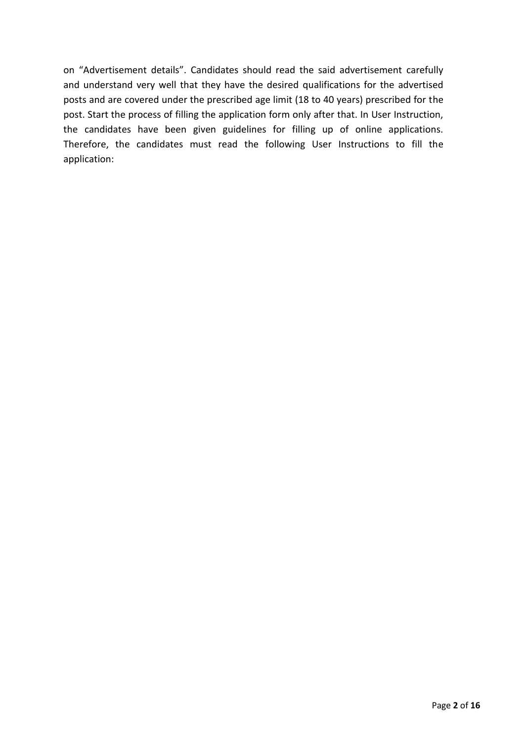on "Advertisement details". Candidates should read the said advertisement carefully and understand very well that they have the desired qualifications for the advertised posts and are covered under the prescribed age limit (18 to 40 years) prescribed for the post. Start the process of filling the application form only after that. In User Instruction, the candidates have been given guidelines for filling up of online applications. Therefore, the candidates must read the following User Instructions to fill the application: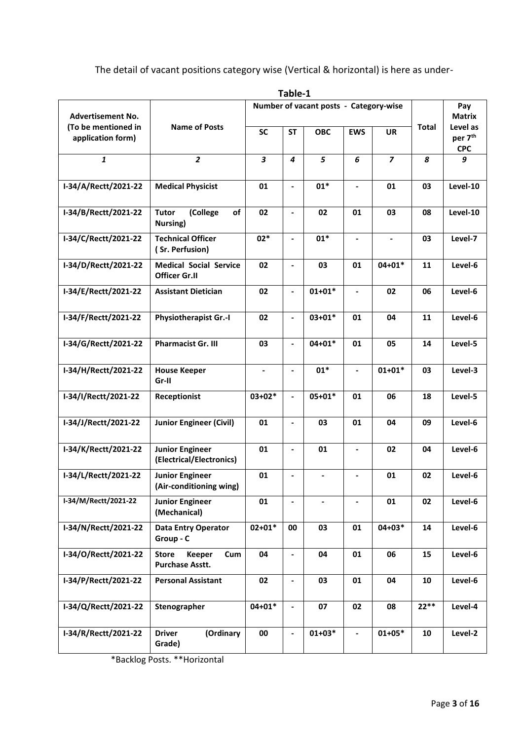The detail of vacant positions category wise (Vertical & horizontal) is here as under-

**Table-1**

| Advertisement No. (To be mentioned in application form) | Name of Posts | Number of vacant posts - Category-wise | | | | | Total | Pay Matrix Level as per 7th CPC |
|---|---|---|---|---|---|---|---|---|
| | | SC | ST | OBC | EWS | UR | | |
| *1* | *2* | *3* | *4* | *5* | *6* | *7* | *8* | *9* |
| I-34/A/Rectt/2021-22 | **Medical Physicist** | 01 | - | 01* | - | 01 | 03 | Level-10 |
| I-34/B/Rectt/2021-22 | **Tutor (College of Nursing)** | 02 | - | 02 | 01 | 03 | 08 | Level-10 |
| I-34/C/Rectt/2021-22 | **Technical Officer ( Sr. Perfusion)** | 02* | - | 01* | - | - | 03 | Level-7 |
| I-34/D/Rectt/2021-22 | **Medical Social Service Officer Gr.II** | 02 | - | 03 | 01 | 04+01* | 11 | Level-6 |
| I-34/E/Rectt/2021-22 | **Assistant Dietician** | 02 | - | 01+01* | - | 02 | 06 | Level-6 |
| I-34/F/Rectt/2021-22 | **Physiotherapist Gr.-I** | 02 | - | 03+01* | 01 | 04 | 11 | Level-6 |
| I-34/G/Rectt/2021-22 | **Pharmacist Gr. III** | 03 | - | 04+01* | 01 | 05 | 14 | Level-5 |
| I-34/H/Rectt/2021-22 | **House Keeper Gr-II** | - | - | 01* | - | 01+01* | 03 | Level-3 |
| I-34/I/Rectt/2021-22 | **Receptionist** | 03+02* | - | 05+01* | 01 | 06 | 18 | Level-5 |
| I-34/J/Rectt/2021-22 | **Junior Engineer (Civil)** | 01 | - | 03 | 01 | 04 | 09 | Level-6 |
| I-34/K/Rectt/2021-22 | **Junior Engineer (Electrical/Electronics)** | 01 | - | 01 | - | 02 | 04 | Level-6 |
| I-34/L/Rectt/2021-22 | **Junior Engineer (Air-conditioning wing)** | 01 | - | - | - | 01 | 02 | Level-6 |
| I-34/M/Rectt/2021-22 | **Junior Engineer (Mechanical)** | 01 | - | - | - | 01 | 02 | Level-6 |
| I-34/N/Rectt/2021-22 | **Data Entry Operator Group - C** | 02+01* | 00 | 03 | 01 | 04+03* | 14 | Level-6 |
| I-34/O/Rectt/2021-22 | **Store Keeper Cum Purchase Asstt.** | 04 | - | 04 | 01 | 06 | 15 | Level-6 |
| I-34/P/Rectt/2021-22 | **Personal Assistant** | 02 | - | 03 | 01 | 04 | 10 | Level-6 |
| I-34/Q/Rectt/2021-22 | **Stenographer** | 04+01* | - | 07 | 02 | 08 | 22** | Level-4 |
| I-34/R/Rectt/2021-22 | **Driver (Ordinary Grade)** | 00 | - | 01+03* | - | 01+05* | 10 | Level-2 |

*Backlog Posts. **Horizontal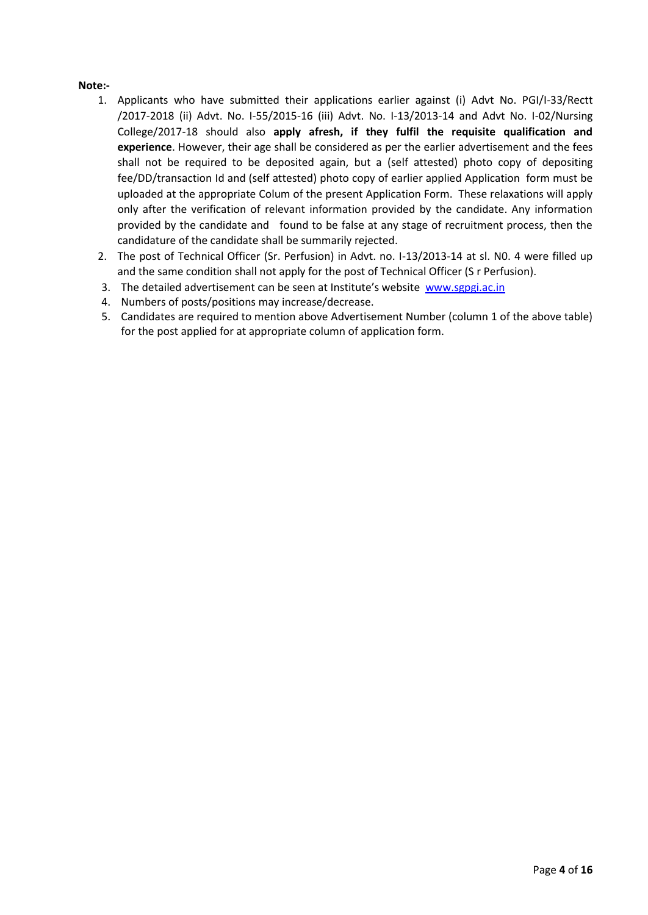**Note:-**

1. Applicants who have submitted their applications earlier against (i) Advt No. PGI/I-33/Rectt /2017-2018 (ii) Advt. No. I-55/2015-16 (iii) Advt. No. I-13/2013-14 and Advt No. I-02/Nursing College/2017-18 should also **apply afresh, if they fulfil the requisite qualification and experience**. However, their age shall be considered as per the earlier advertisement and the fees shall not be required to be deposited again, but a (self attested) photo copy of depositing fee/DD/transaction Id and (self attested) photo copy of earlier applied Application form must be uploaded at the appropriate Colum of the present Application Form. These relaxations will apply only after the verification of relevant information provided by the candidate. Any information provided by the candidate and found to be false at any stage of recruitment process, then the candidature of the candidate shall be summarily rejected.
2. The post of Technical Officer (Sr. Perfusion) in Advt. no. I-13/2013-14 at sl. N0. 4 were filled up and the same condition shall not apply for the post of Technical Officer (S r Perfusion).
3. The detailed advertisement can be seen at Institute's website [www.sgpgi.ac.in](http://www.sgpgi.ac.in)
4. Numbers of posts/positions may increase/decrease.
5. Candidates are required to mention above Advertisement Number (column 1 of the above table) for the post applied for at appropriate column of application form.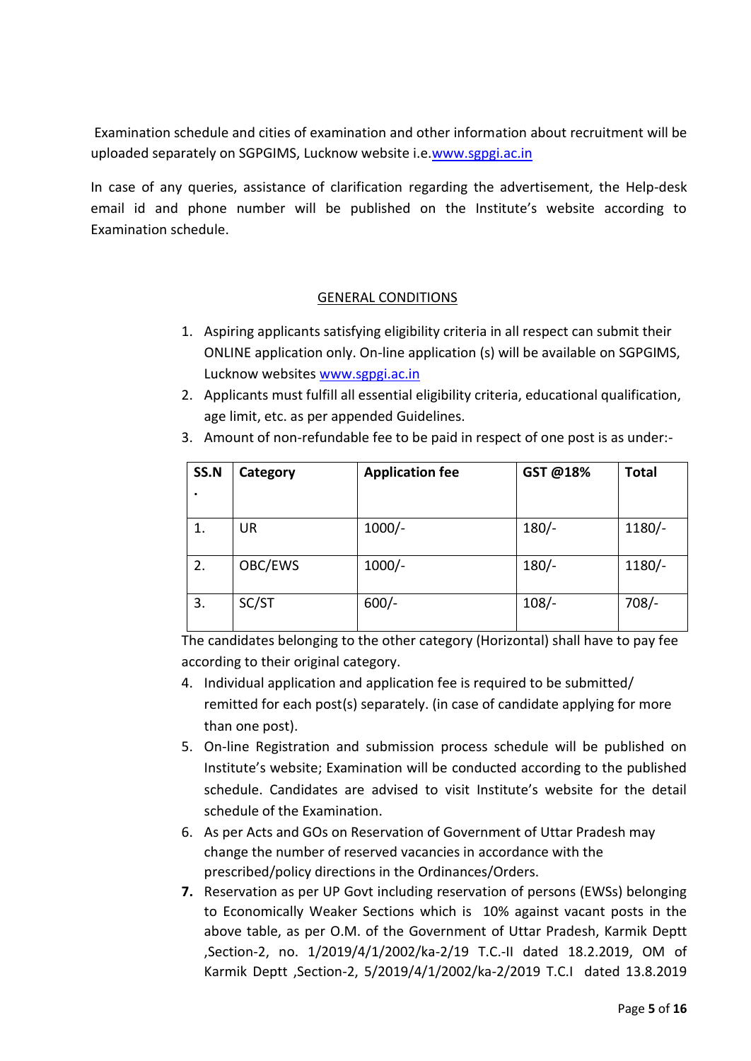Examination schedule and cities of examination and other information about recruitment will be uploaded separately on SGPGIMS, Lucknow website i.e.www.sgpgi.ac.in

In case of any queries, assistance of clarification regarding the advertisement, the Help-desk email id and phone number will be published on the Institute's website according to Examination schedule.

## GENERAL CONDITIONS

1. Aspiring applicants satisfying eligibility criteria in all respect can submit their ONLINE application only. On-line application (s) will be available on SGPGIMS, Lucknow websites www.sgpgi.ac.in
2. Applicants must fulfill all essential eligibility criteria, educational qualification, age limit, etc. as per appended Guidelines.
3. Amount of non-refundable fee to be paid in respect of one post is as under:-

| SS.N. | Category | Application fee | GST @18% | Total |
|---|---|---|---|---|
| 1. | UR | 1000/- | 180/- | 1180/- |
| 2. | OBC/EWS | 1000/- | 180/- | 1180/- |
| 3. | SC/ST | 600/- | 108/- | 708/- |

The candidates belonging to the other category (Horizontal) shall have to pay fee according to their original category.

4. Individual application and application fee is required to be submitted/ remitted for each post(s) separately. (in case of candidate applying for more than one post).
5. On-line Registration and submission process schedule will be published on Institute's website; Examination will be conducted according to the published schedule. Candidates are advised to visit Institute's website for the detail schedule of the Examination.
6. As per Acts and GOs on Reservation of Government of Uttar Pradesh may change the number of reserved vacancies in accordance with the prescribed/policy directions in the Ordinances/Orders.
7. Reservation as per UP Govt including reservation of persons (EWSs) belonging to Economically Weaker Sections which is 10% against vacant posts in the above table, as per O.M. of the Government of Uttar Pradesh, Karmik Deptt ,Section-2, no. 1/2019/4/1/2002/ka-2/19 T.C.-II dated 18.2.2019, OM of Karmik Deptt ,Section-2, 5/2019/4/1/2002/ka-2/2019 T.C.I dated 13.8.2019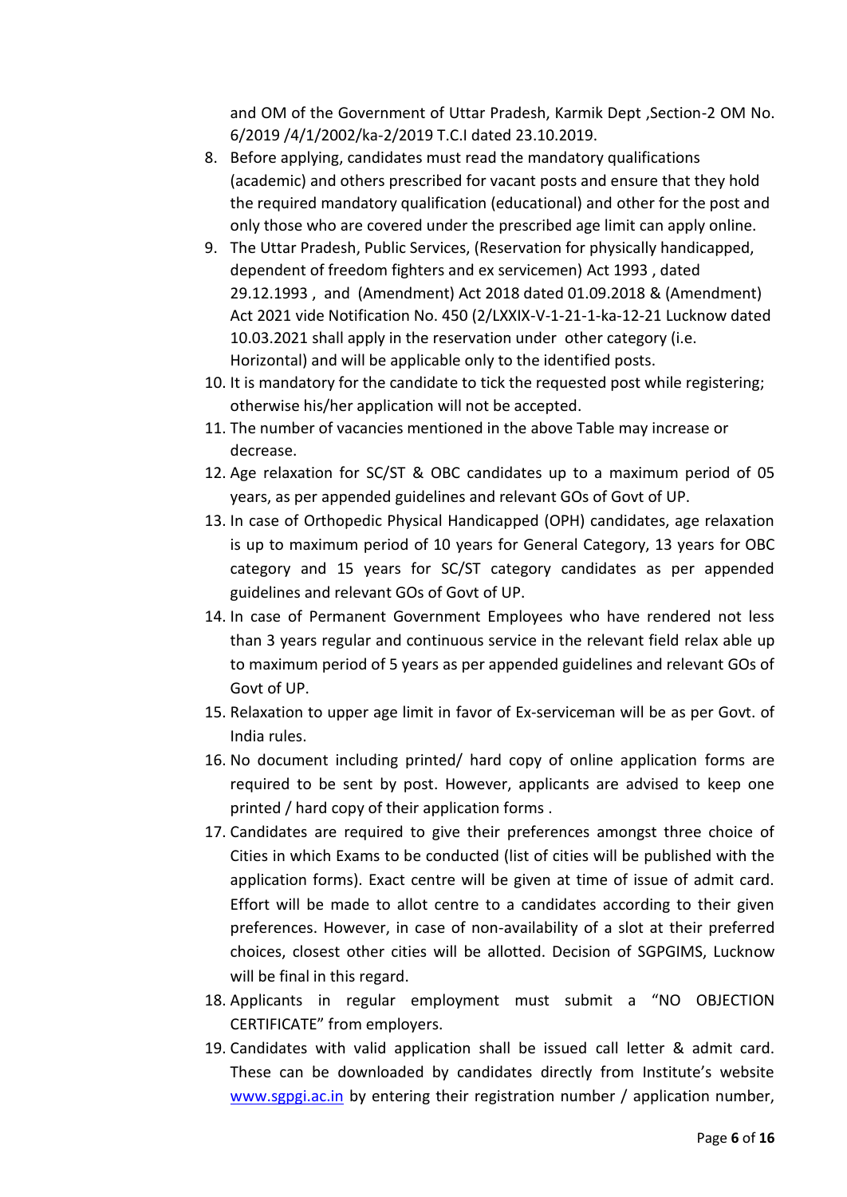and OM of the Government of Uttar Pradesh, Karmik Dept ,Section-2 OM No. 6/2019 /4/1/2002/ka-2/2019 T.C.I dated 23.10.2019.

8. Before applying, candidates must read the mandatory qualifications (academic) and others prescribed for vacant posts and ensure that they hold the required mandatory qualification (educational) and other for the post and only those who are covered under the prescribed age limit can apply online.
9. The Uttar Pradesh, Public Services, (Reservation for physically handicapped, dependent of freedom fighters and ex servicemen) Act 1993 , dated 29.12.1993 , and (Amendment) Act 2018 dated 01.09.2018 & (Amendment) Act 2021 vide Notification No. 450 (2/LXXIX-V-1-21-1-ka-12-21 Lucknow dated 10.03.2021 shall apply in the reservation under other category (i.e. Horizontal) and will be applicable only to the identified posts.
10. It is mandatory for the candidate to tick the requested post while registering; otherwise his/her application will not be accepted.
11. The number of vacancies mentioned in the above Table may increase or decrease.
12. Age relaxation for SC/ST & OBC candidates up to a maximum period of 05 years, as per appended guidelines and relevant GOs of Govt of UP.
13. In case of Orthopedic Physical Handicapped (OPH) candidates, age relaxation is up to maximum period of 10 years for General Category, 13 years for OBC category and 15 years for SC/ST category candidates as per appended guidelines and relevant GOs of Govt of UP.
14. In case of Permanent Government Employees who have rendered not less than 3 years regular and continuous service in the relevant field relax able up to maximum period of 5 years as per appended guidelines and relevant GOs of Govt of UP.
15. Relaxation to upper age limit in favor of Ex-serviceman will be as per Govt. of India rules.
16. No document including printed/ hard copy of online application forms are required to be sent by post. However, applicants are advised to keep one printed / hard copy of their application forms .
17. Candidates are required to give their preferences amongst three choice of Cities in which Exams to be conducted (list of cities will be published with the application forms). Exact centre will be given at time of issue of admit card. Effort will be made to allot centre to a candidates according to their given preferences. However, in case of non-availability of a slot at their preferred choices, closest other cities will be allotted. Decision of SGPGIMS, Lucknow will be final in this regard.
18. Applicants in regular employment must submit a "NO OBJECTION CERTIFICATE" from employers.
19. Candidates with valid application shall be issued call letter & admit card. These can be downloaded by candidates directly from Institute's website [www.sgpgi.ac.in](http://www.sgpgi.ac.in) by entering their registration number / application number,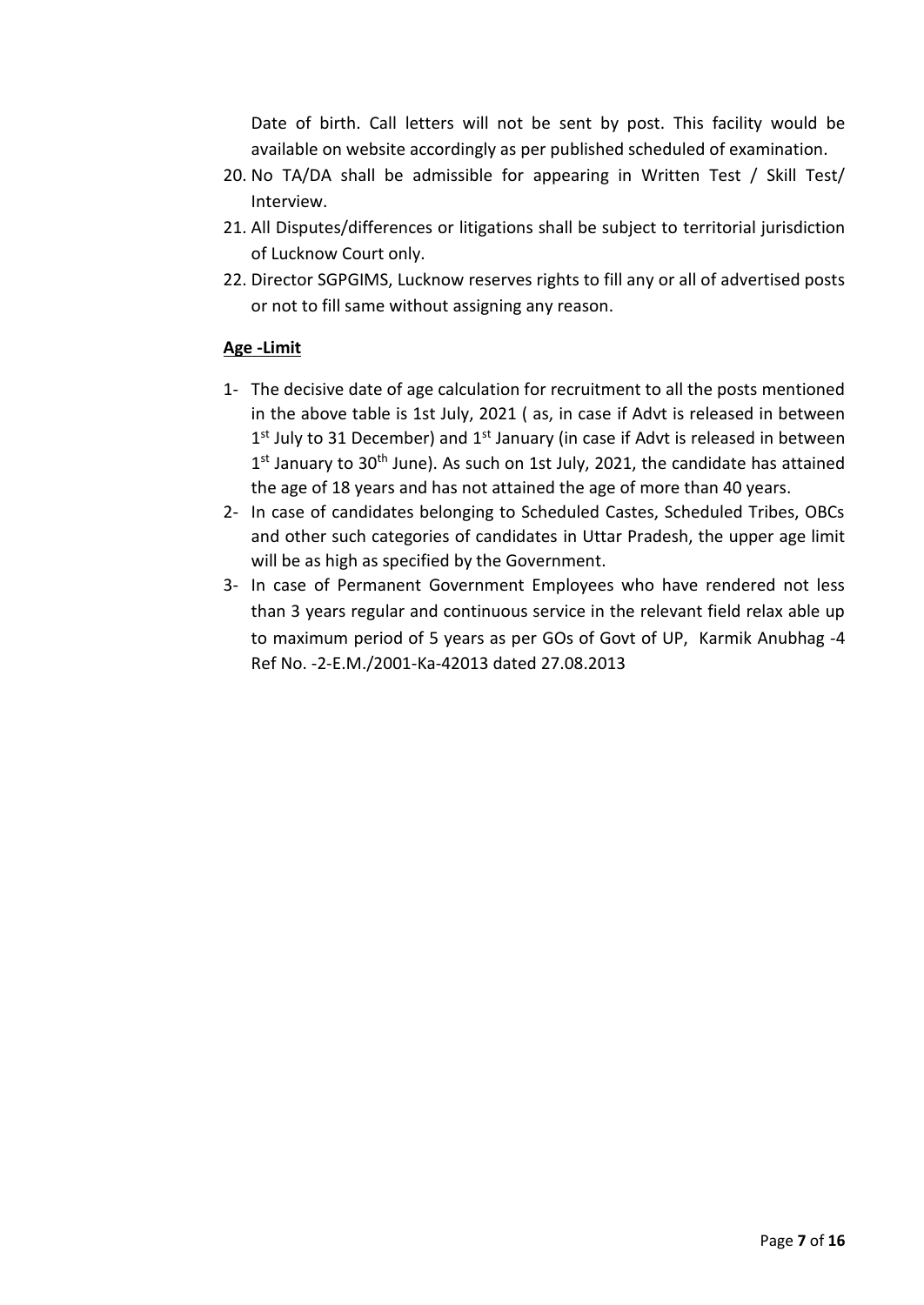Date of birth. Call letters will not be sent by post. This facility would be available on website accordingly as per published scheduled of examination.

20. No TA/DA shall be admissible for appearing in Written Test / Skill Test/ Interview.
21. All Disputes/differences or litigations shall be subject to territorial jurisdiction of Lucknow Court only.
22. Director SGPGIMS, Lucknow reserves rights to fill any or all of advertised posts or not to fill same without assigning any reason.

**Age -Limit**

1- The decisive date of age calculation for recruitment to all the posts mentioned in the above table is 1st July, 2021 ( as, in case if Advt is released in between 1st July to 31 December) and 1st January (in case if Advt is released in between 1st January to 30th June). As such on 1st July, 2021, the candidate has attained the age of 18 years and has not attained the age of more than 40 years.

2- In case of candidates belonging to Scheduled Castes, Scheduled Tribes, OBCs and other such categories of candidates in Uttar Pradesh, the upper age limit will be as high as specified by the Government.

3- In case of Permanent Government Employees who have rendered not less than 3 years regular and continuous service in the relevant field relax able up to maximum period of 5 years as per GOs of Govt of UP, Karmik Anubhag -4 Ref No. -2-E.M./2001-Ka-42013 dated 27.08.2013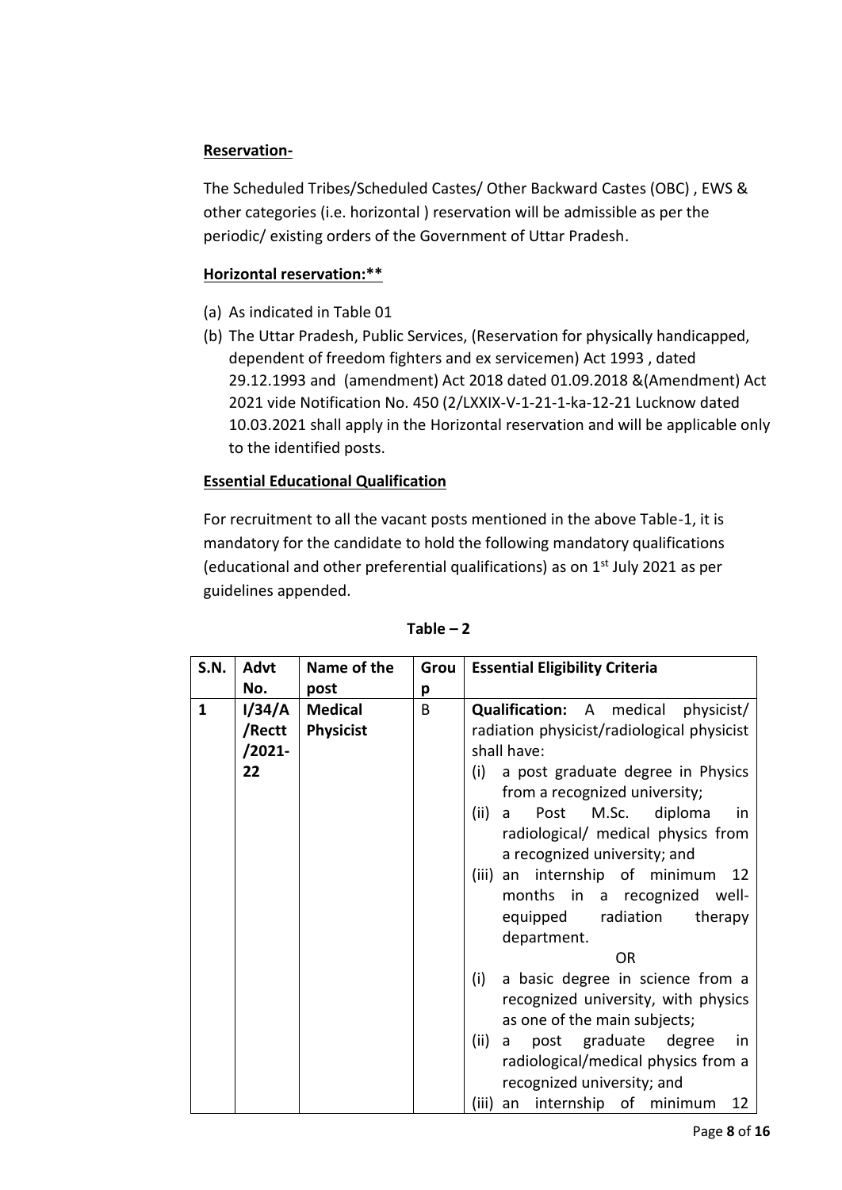**Reservation-**

The Scheduled Tribes/Scheduled Castes/ Other Backward Castes (OBC) , EWS & other categories (i.e. horizontal ) reservation will be admissible as per the periodic/ existing orders of the Government of Uttar Pradesh.

**Horizontal reservation:****

(a) As indicated in Table 01
(b) The Uttar Pradesh, Public Services, (Reservation for physically handicapped, dependent of freedom fighters and ex servicemen) Act 1993 , dated 29.12.1993 and (amendment) Act 2018 dated 01.09.2018 &(Amendment) Act 2021 vide Notification No. 450 (2/LXXIX-V-1-21-1-ka-12-21 Lucknow dated 10.03.2021 shall apply in the Horizontal reservation and will be applicable only to the identified posts.

**Essential Educational Qualification**

For recruitment to all the vacant posts mentioned in the above Table-1, it is mandatory for the candidate to hold the following mandatory qualifications (educational and other preferential qualifications) as on 1st July 2021 as per guidelines appended.

**Table – 2**

| S.N. | Advt No. | Name of the post | Group | Essential Eligibility Criteria |
|---|---|---|---|---|
| **1** | **I/34/A/Rectt/2021-22** | **Medical Physicist** | B | **Qualification:** A medical physicist/ radiation physicist/radiological physicist shall have:<br>(i) a post graduate degree in Physics from a recognized university;<br>(ii) a Post M.Sc. diploma in radiological/ medical physics from a recognized university; and<br>(iii) an internship of minimum 12 months in a recognized well-equipped radiation therapy department.<br>OR<br>(i) a basic degree in science from a recognized university, with physics as one of the main subjects;<br>(ii) a post graduate degree in radiological/medical physics from a recognized university; and<br>(iii) an internship of minimum 12 |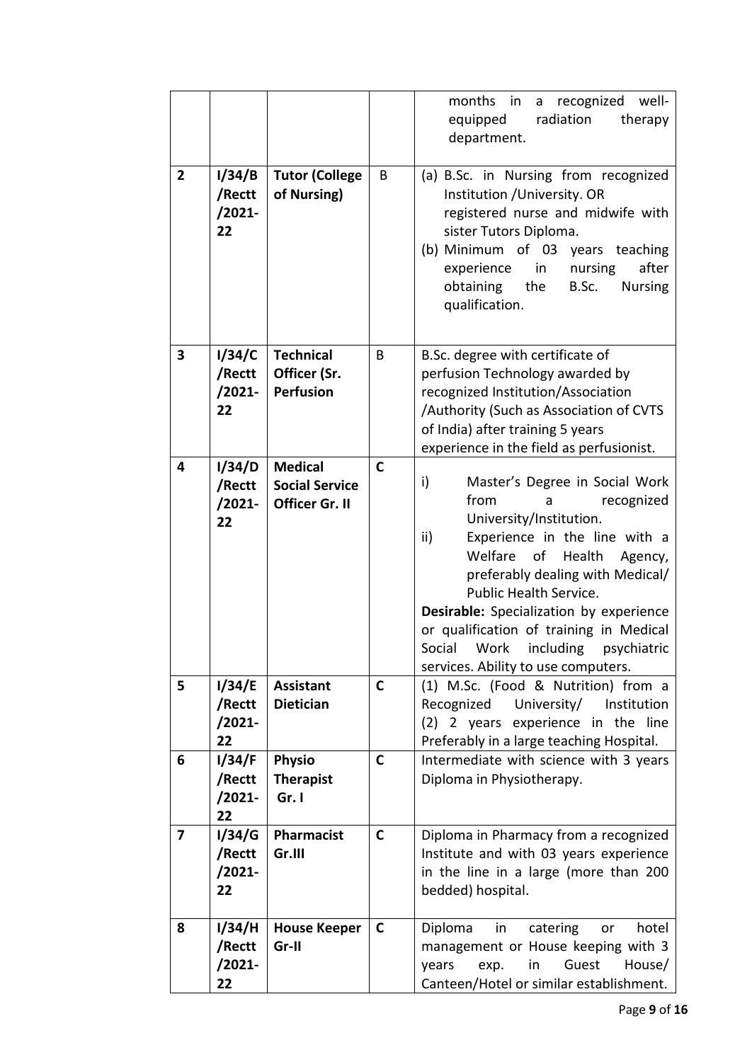| | | | | |
|---|---|---|---|---|
| | | | | months in a recognized well-equipped radiation therapy department. |
| **2** | **I/34/B /Rectt /2021-22** | **Tutor (College of Nursing)** | B | (a) B.Sc. in Nursing from recognized Institution /University. OR registered nurse and midwife with sister Tutors Diploma.<br>(b) Minimum of 03 years teaching experience in nursing after obtaining the B.Sc. Nursing qualification. |
| **3** | **I/34/C /Rectt /2021-22** | **Technical Officer (Sr. Perfusion** | B | B.Sc. degree with certificate of perfusion Technology awarded by recognized Institution/Association /Authority (Such as Association of CVTS of India) after training 5 years experience in the field as perfusionist. |
| **4** | **I/34/D /Rectt /2021-22** | **Medical Social Service Officer Gr. II** | **C** | i) Master's Degree in Social Work from a recognized University/Institution.<br>ii) Experience in the line with a Welfare of Health Agency, preferably dealing with Medical/ Public Health Service.<br>**Desirable:** Specialization by experience or qualification of training in Medical Social Work including psychiatric services. Ability to use computers. |
| **5** | **I/34/E /Rectt /2021-22** | **Assistant Dietician** | **C** | (1) M.Sc. (Food & Nutrition) from a Recognized University/ Institution<br>(2) 2 years experience in the line Preferably in a large teaching Hospital. |
| **6** | **I/34/F /Rectt /2021-22** | **Physio Therapist Gr. I** | **C** | Intermediate with science with 3 years Diploma in Physiotherapy. |
| **7** | **I/34/G /Rectt /2021-22** | **Pharmacist Gr.III** | **C** | Diploma in Pharmacy from a recognized Institute and with 03 years experience in the line in a large (more than 200 bedded) hospital. |
| **8** | **I/34/H /Rectt /2021-22** | **House Keeper Gr-II** | **C** | Diploma in catering or hotel management or House keeping with 3 years exp. in Guest House/ Canteen/Hotel or similar establishment. |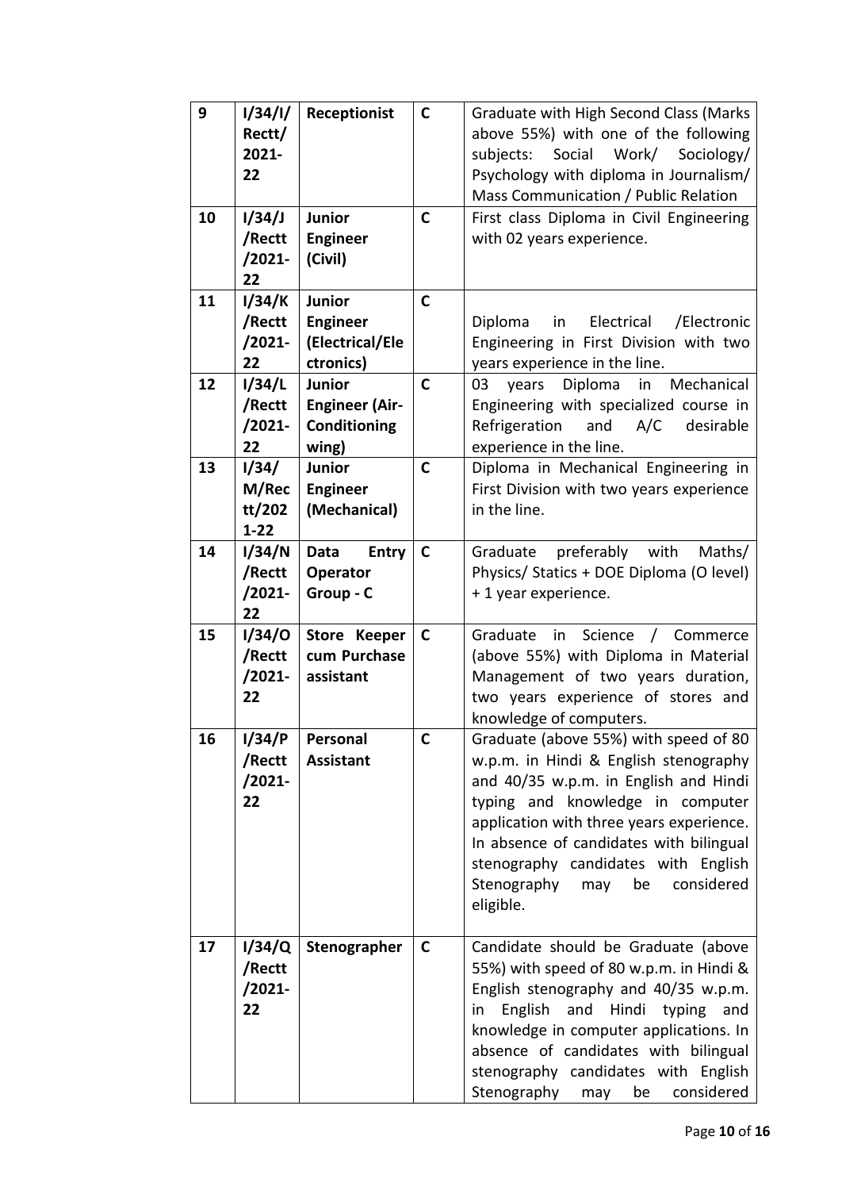| 9 | I/34/I/ Rectt/ 2021-22 | **Receptionist** | **C** | Graduate with High Second Class (Marks above 55%) with one of the following subjects: Social Work/ Sociology/ Psychology with diploma in Journalism/ Mass Communication / Public Relation |
|---|---|---|---|---|
| 10 | I/34/J /Rectt /2021-22 | **Junior Engineer (Civil)** | **C** | First class Diploma in Civil Engineering with 02 years experience. |
| 11 | I/34/K /Rectt /2021-22 | **Junior Engineer (Electrical/Electronics)** | **C** | Diploma in Electrical /Electronic Engineering in First Division with two years experience in the line. |
| 12 | I/34/L /Rectt /2021-22 | **Junior Engineer (Air-Conditioning wing)** | **C** | 03 years Diploma in Mechanical Engineering with specialized course in Refrigeration and A/C desirable experience in the line. |
| 13 | I/34/ M/Rectt/2021-22 | **Junior Engineer (Mechanical)** | **C** | Diploma in Mechanical Engineering in First Division with two years experience in the line. |
| 14 | I/34/N /Rectt /2021-22 | **Data Entry Operator Group - C** | **C** | Graduate preferably with Maths/ Physics/ Statics + DOE Diploma (O level) + 1 year experience. |
| 15 | I/34/O /Rectt /2021-22 | **Store Keeper cum Purchase assistant** | **C** | Graduate in Science / Commerce (above 55%) with Diploma in Material Management of two years duration, two years experience of stores and knowledge of computers. |
| 16 | I/34/P /Rectt /2021-22 | **Personal Assistant** | **C** | Graduate (above 55%) with speed of 80 w.p.m. in Hindi & English stenography and 40/35 w.p.m. in English and Hindi typing and knowledge in computer application with three years experience. In absence of candidates with bilingual stenography candidates with English Stenography may be considered eligible. |
| 17 | I/34/Q /Rectt /2021-22 | **Stenographer** | **C** | Candidate should be Graduate (above 55%) with speed of 80 w.p.m. in Hindi & English stenography and 40/35 w.p.m. in English and Hindi typing and knowledge in computer applications. In absence of candidates with bilingual stenography candidates with English Stenography may be considered |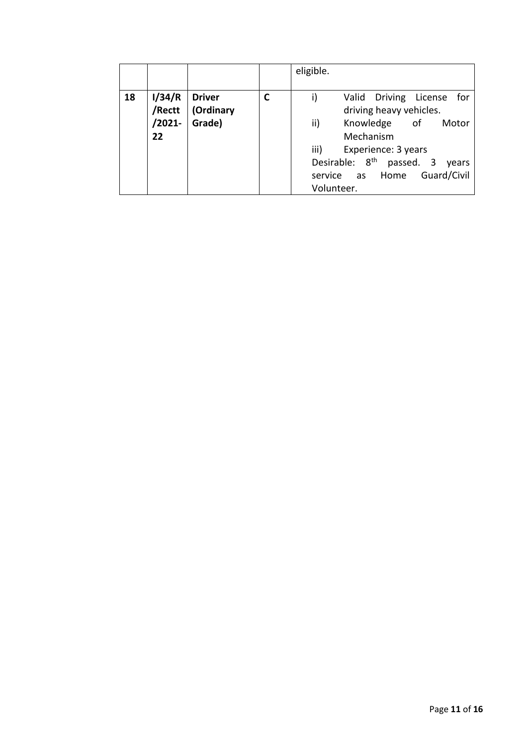|  |  |  |  | eligible. |
|---|---|---|---|---|
| **18** | **I/34/R /Rectt /2021-22** | **Driver (Ordinary Grade)** | **C** | i) Valid Driving License for driving heavy vehicles.<br>ii) Knowledge of Motor Mechanism<br>iii) Experience: 3 years<br>Desirable: 8th passed. 3 years service as Home Guard/Civil Volunteer. |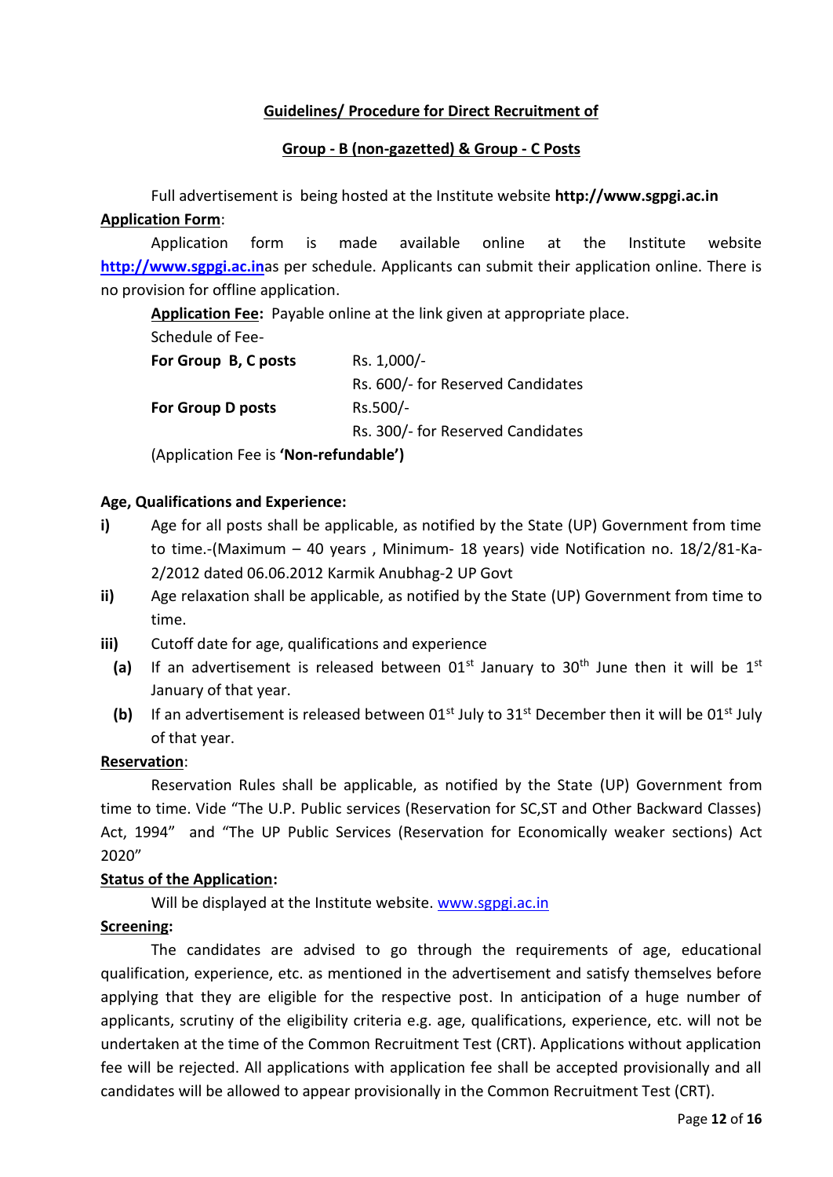**<u>Guidelines/ Procedure for Direct Recruitment of</u>**

**<u>Group - B (non-gazetted) & Group - C Posts</u>**

Full advertisement is being hosted at the Institute website **http://www.sgpgi.ac.in**

**<u>Application Form</u>**:

Application form is made available online at the Institute website **http://www.sgpgi.ac.in**as per schedule. Applicants can submit their application online. There is no provision for offline application.

**<u>Application Fee</u>:** Payable online at the link given at appropriate place.

Schedule of Fee-

| | |
|---|---|
| **For Group B, C posts** | Rs. 1,000/- |
| | Rs. 600/- for Reserved Candidates |
| **For Group D posts** | Rs.500/- |
| | Rs. 300/- for Reserved Candidates |

(Application Fee is **'Non-refundable')**

**Age, Qualifications and Experience:**

**i)** Age for all posts shall be applicable, as notified by the State (UP) Government from time to time.-(Maximum – 40 years , Minimum- 18 years) vide Notification no. 18/2/81-Ka-2/2012 dated 06.06.2012 Karmik Anubhag-2 UP Govt

**ii)** Age relaxation shall be applicable, as notified by the State (UP) Government from time to time.

**iii)** Cutoff date for age, qualifications and experience

**(a)** If an advertisement is released between 01st January to 30th June then it will be 1st January of that year.

**(b)** If an advertisement is released between 01st July to 31st December then it will be 01st July of that year.

**<u>Reservation</u>**:

Reservation Rules shall be applicable, as notified by the State (UP) Government from time to time. Vide "The U.P. Public services (Reservation for SC,ST and Other Backward Classes) Act, 1994" and "The UP Public Services (Reservation for Economically weaker sections) Act 2020"

**<u>Status of the Application</u>:**

Will be displayed at the Institute website. www.sgpgi.ac.in

**<u>Screening</u>:**

The candidates are advised to go through the requirements of age, educational qualification, experience, etc. as mentioned in the advertisement and satisfy themselves before applying that they are eligible for the respective post. In anticipation of a huge number of applicants, scrutiny of the eligibility criteria e.g. age, qualifications, experience, etc. will not be undertaken at the time of the Common Recruitment Test (CRT). Applications without application fee will be rejected. All applications with application fee shall be accepted provisionally and all candidates will be allowed to appear provisionally in the Common Recruitment Test (CRT).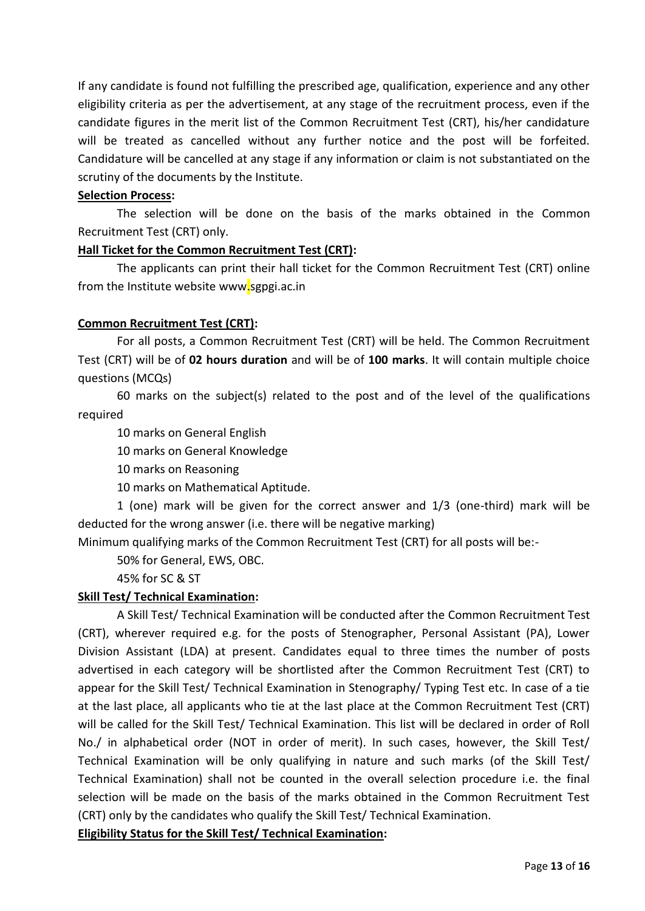If any candidate is found not fulfilling the prescribed age, qualification, experience and any other eligibility criteria as per the advertisement, at any stage of the recruitment process, even if the candidate figures in the merit list of the Common Recruitment Test (CRT), his/her candidature will be treated as cancelled without any further notice and the post will be forfeited. Candidature will be cancelled at any stage if any information or claim is not substantiated on the scrutiny of the documents by the Institute.

**Selection Process:**

The selection will be done on the basis of the marks obtained in the Common Recruitment Test (CRT) only.

**Hall Ticket for the Common Recruitment Test (CRT):**

The applicants can print their hall ticket for the Common Recruitment Test (CRT) online from the Institute website www.sgpgi.ac.in

**Common Recruitment Test (CRT):**

For all posts, a Common Recruitment Test (CRT) will be held. The Common Recruitment Test (CRT) will be of **02 hours duration** and will be of **100 marks**. It will contain multiple choice questions (MCQs)

60 marks on the subject(s) related to the post and of the level of the qualifications required

10 marks on General English

10 marks on General Knowledge

10 marks on Reasoning

10 marks on Mathematical Aptitude.

1 (one) mark will be given for the correct answer and 1/3 (one-third) mark will be deducted for the wrong answer (i.e. there will be negative marking)

Minimum qualifying marks of the Common Recruitment Test (CRT) for all posts will be:-

50% for General, EWS, OBC.

45% for SC & ST

**Skill Test/ Technical Examination:**

A Skill Test/ Technical Examination will be conducted after the Common Recruitment Test (CRT), wherever required e.g. for the posts of Stenographer, Personal Assistant (PA), Lower Division Assistant (LDA) at present. Candidates equal to three times the number of posts advertised in each category will be shortlisted after the Common Recruitment Test (CRT) to appear for the Skill Test/ Technical Examination in Stenography/ Typing Test etc. In case of a tie at the last place, all applicants who tie at the last place at the Common Recruitment Test (CRT) will be called for the Skill Test/ Technical Examination. This list will be declared in order of Roll No./ in alphabetical order (NOT in order of merit). In such cases, however, the Skill Test/ Technical Examination will be only qualifying in nature and such marks (of the Skill Test/ Technical Examination) shall not be counted in the overall selection procedure i.e. the final selection will be made on the basis of the marks obtained in the Common Recruitment Test (CRT) only by the candidates who qualify the Skill Test/ Technical Examination.

**Eligibility Status for the Skill Test/ Technical Examination:**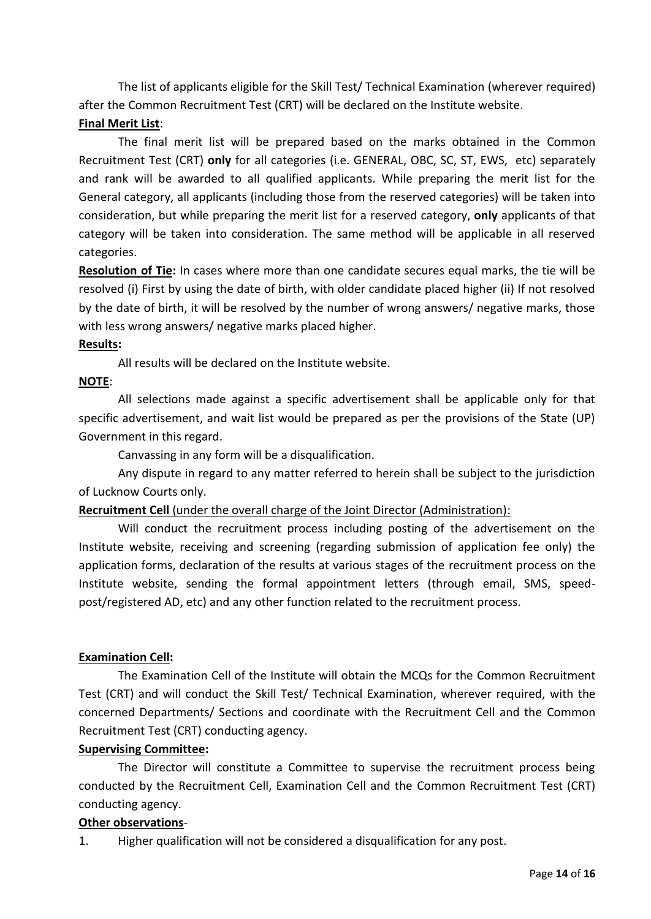The list of applicants eligible for the Skill Test/ Technical Examination (wherever required) after the Common Recruitment Test (CRT) will be declared on the Institute website.

**Final Merit List**:

The final merit list will be prepared based on the marks obtained in the Common Recruitment Test (CRT) **only** for all categories (i.e. GENERAL, OBC, SC, ST, EWS, etc) separately and rank will be awarded to all qualified applicants. While preparing the merit list for the General category, all applicants (including those from the reserved categories) will be taken into consideration, but while preparing the merit list for a reserved category, **only** applicants of that category will be taken into consideration. The same method will be applicable in all reserved categories.

**Resolution of Tie:** In cases where more than one candidate secures equal marks, the tie will be resolved (i) First by using the date of birth, with older candidate placed higher (ii) If not resolved by the date of birth, it will be resolved by the number of wrong answers/ negative marks, those with less wrong answers/ negative marks placed higher.

**Results:**

All results will be declared on the Institute website.

**NOTE**:

All selections made against a specific advertisement shall be applicable only for that specific advertisement, and wait list would be prepared as per the provisions of the State (UP) Government in this regard.

Canvassing in any form will be a disqualification.

Any dispute in regard to any matter referred to herein shall be subject to the jurisdiction of Lucknow Courts only.

**Recruitment Cell** (under the overall charge of the Joint Director (Administration):

Will conduct the recruitment process including posting of the advertisement on the Institute website, receiving and screening (regarding submission of application fee only) the application forms, declaration of the results at various stages of the recruitment process on the Institute website, sending the formal appointment letters (through email, SMS, speed-post/registered AD, etc) and any other function related to the recruitment process.

**Examination Cell:**

The Examination Cell of the Institute will obtain the MCQs for the Common Recruitment Test (CRT) and will conduct the Skill Test/ Technical Examination, wherever required, with the concerned Departments/ Sections and coordinate with the Recruitment Cell and the Common Recruitment Test (CRT) conducting agency.

**Supervising Committee:**

The Director will constitute a Committee to supervise the recruitment process being conducted by the Recruitment Cell, Examination Cell and the Common Recruitment Test (CRT) conducting agency.

**Other observations**-

1. Higher qualification will not be considered a disqualification for any post.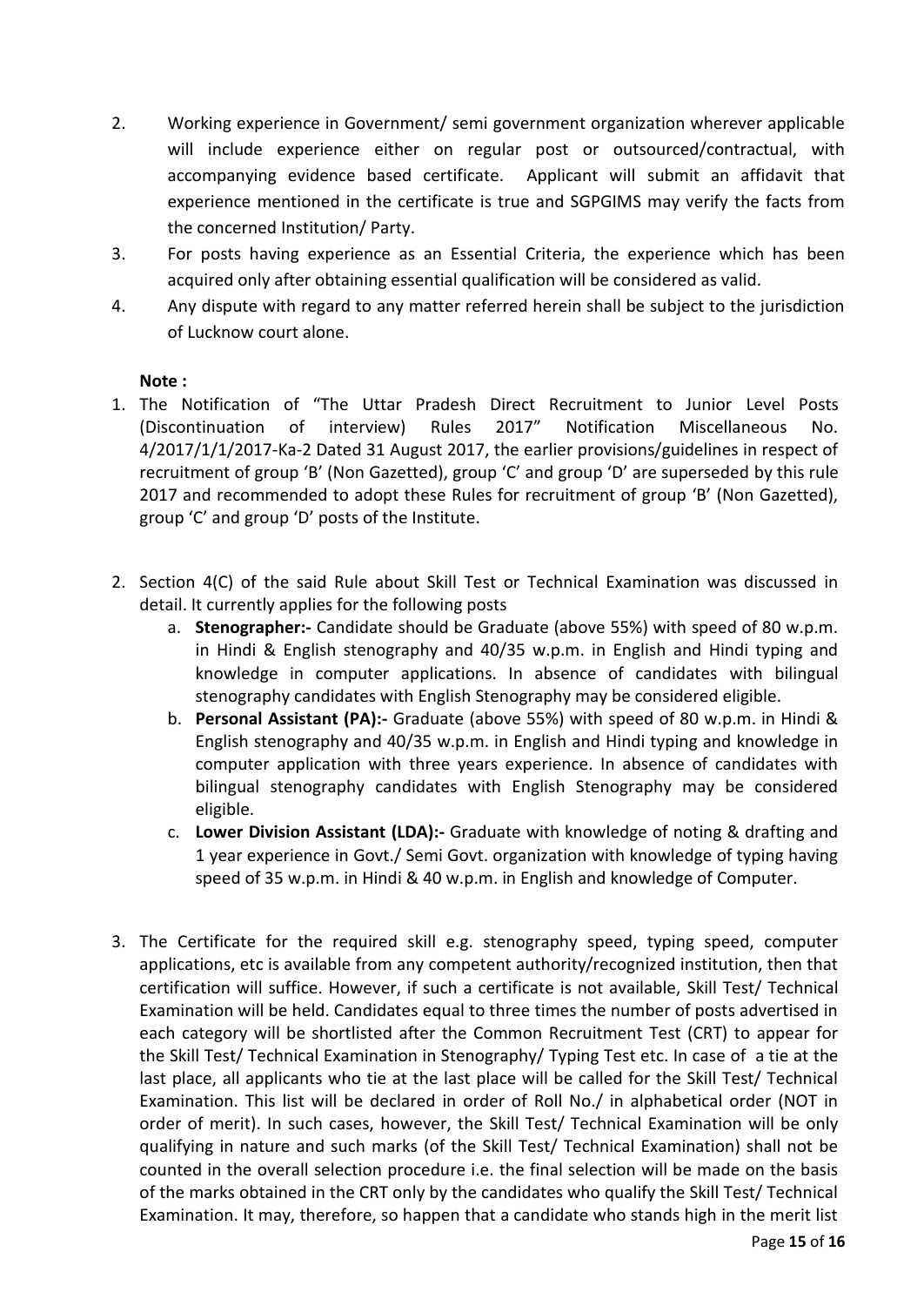2. Working experience in Government/ semi government organization wherever applicable will include experience either on regular post or outsourced/contractual, with accompanying evidence based certificate. Applicant will submit an affidavit that experience mentioned in the certificate is true and SGPGIMS may verify the facts from the concerned Institution/ Party.
3. For posts having experience as an Essential Criteria, the experience which has been acquired only after obtaining essential qualification will be considered as valid.
4. Any dispute with regard to any matter referred herein shall be subject to the jurisdiction of Lucknow court alone.

**Note :**

1. The Notification of "The Uttar Pradesh Direct Recruitment to Junior Level Posts (Discontinuation of interview) Rules 2017" Notification Miscellaneous No. 4/2017/1/1/2017-Ka-2 Dated 31 August 2017, the earlier provisions/guidelines in respect of recruitment of group 'B' (Non Gazetted), group 'C' and group 'D' are superseded by this rule 2017 and recommended to adopt these Rules for recruitment of group 'B' (Non Gazetted), group 'C' and group 'D' posts of the Institute.

2. Section 4(C) of the said Rule about Skill Test or Technical Examination was discussed in detail. It currently applies for the following posts
   a. **Stenographer:-** Candidate should be Graduate (above 55%) with speed of 80 w.p.m. in Hindi & English stenography and 40/35 w.p.m. in English and Hindi typing and knowledge in computer applications. In absence of candidates with bilingual stenography candidates with English Stenography may be considered eligible.
   b. **Personal Assistant (PA):-** Graduate (above 55%) with speed of 80 w.p.m. in Hindi & English stenography and 40/35 w.p.m. in English and Hindi typing and knowledge in computer application with three years experience. In absence of candidates with bilingual stenography candidates with English Stenography may be considered eligible.
   c. **Lower Division Assistant (LDA):-** Graduate with knowledge of noting & drafting and 1 year experience in Govt./ Semi Govt. organization with knowledge of typing having speed of 35 w.p.m. in Hindi & 40 w.p.m. in English and knowledge of Computer.

3. The Certificate for the required skill e.g. stenography speed, typing speed, computer applications, etc is available from any competent authority/recognized institution, then that certification will suffice. However, if such a certificate is not available, Skill Test/ Technical Examination will be held. Candidates equal to three times the number of posts advertised in each category will be shortlisted after the Common Recruitment Test (CRT) to appear for the Skill Test/ Technical Examination in Stenography/ Typing Test etc. In case of a tie at the last place, all applicants who tie at the last place will be called for the Skill Test/ Technical Examination. This list will be declared in order of Roll No./ in alphabetical order (NOT in order of merit). In such cases, however, the Skill Test/ Technical Examination will be only qualifying in nature and such marks (of the Skill Test/ Technical Examination) shall not be counted in the overall selection procedure i.e. the final selection will be made on the basis of the marks obtained in the CRT only by the candidates who qualify the Skill Test/ Technical Examination. It may, therefore, so happen that a candidate who stands high in the merit list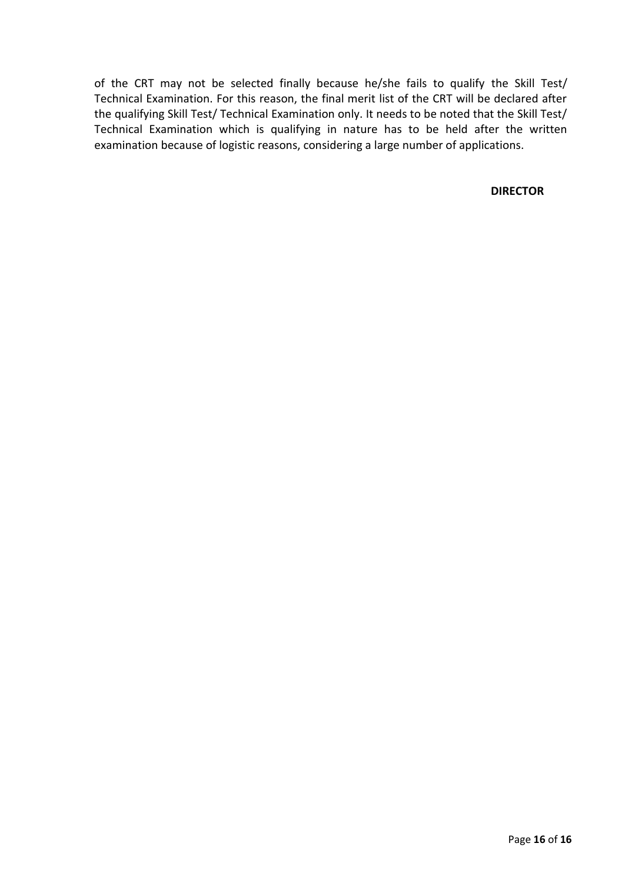of the CRT may not be selected finally because he/she fails to qualify the Skill Test/ Technical Examination. For this reason, the final merit list of the CRT will be declared after the qualifying Skill Test/ Technical Examination only. It needs to be noted that the Skill Test/ Technical Examination which is qualifying in nature has to be held after the written examination because of logistic reasons, considering a large number of applications.

**DIRECTOR**